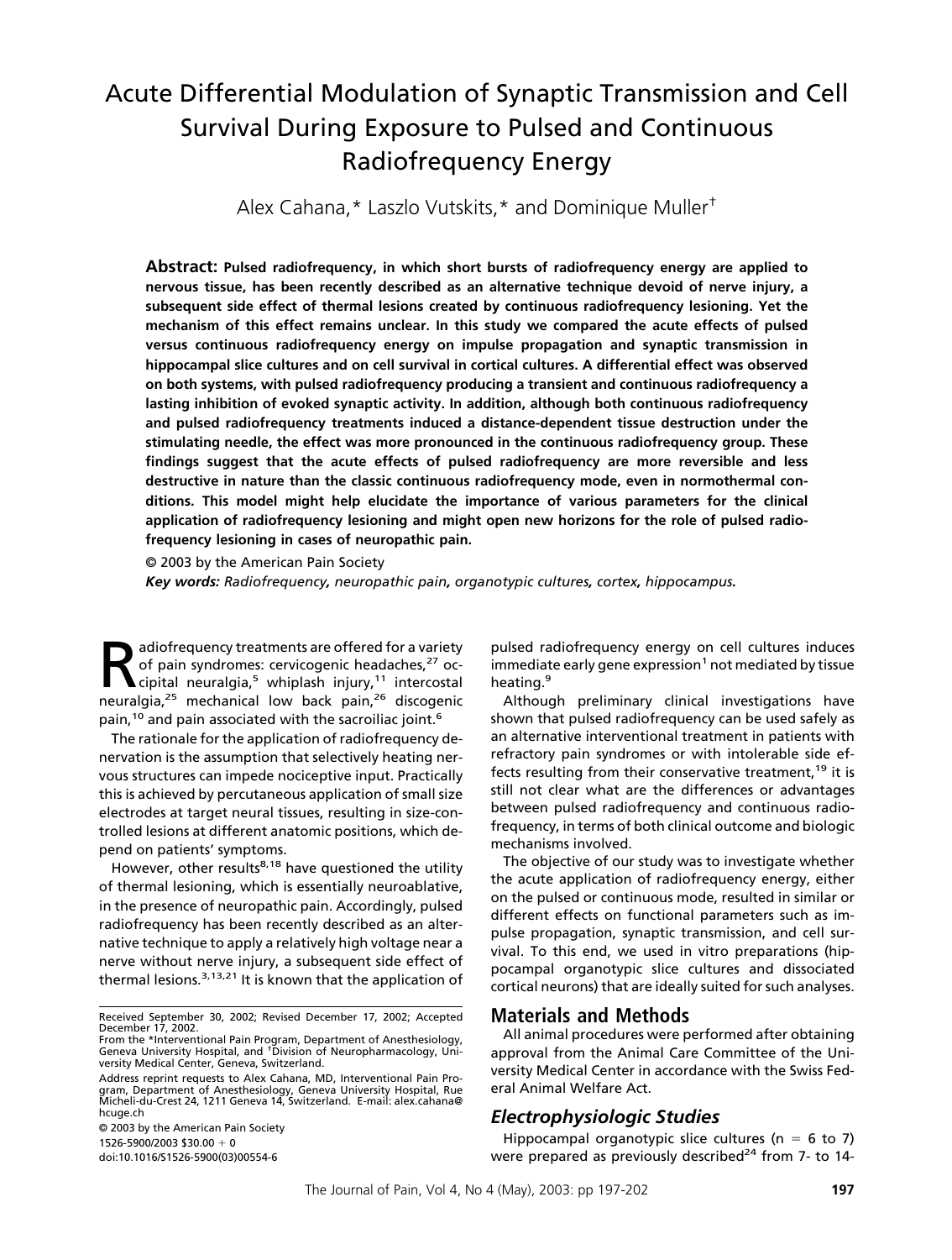# Acute Differential Modulation of Synaptic Transmission and Cell Survival During Exposure to Pulsed and Continuous Radiofrequency Energy

Alex Cahana,* Laszlo Vutskits,* and Dominique Muller†

**Abstract: Pulsed radiofrequency, in which short bursts of radiofrequency energy are applied to nervous tissue, has been recently described as an alternative technique devoid of nerve injury, a subsequent side effect of thermal lesions created by continuous radiofrequency lesioning. Yet the mechanism of this effect remains unclear. In this study we compared the acute effects of pulsed versus continuous radiofrequency energy on impulse propagation and synaptic transmission in hippocampal slice cultures and on cell survival in cortical cultures. A differential effect was observed on both systems, with pulsed radiofrequency producing a transient and continuous radiofrequency a lasting inhibition of evoked synaptic activity. In addition, although both continuous radiofrequency and pulsed radiofrequency treatments induced a distance-dependent tissue destruction under the stimulating needle, the effect was more pronounced in the continuous radiofrequency group. These findings suggest that the acute effects of pulsed radiofrequency are more reversible and less destructive in nature than the classic continuous radiofrequency mode, even in normothermal conditions. This model might help elucidate the importance of various parameters for the clinical application of radiofrequency lesioning and might open new horizons for the role of pulsed radiofrequency lesioning in cases of neuropathic pain.**

© 2003 by the American Pain Society

***Key words:** Radiofrequency, neuropathic pain, organotypic cultures, cortex, hippocampus.*

Radiofrequency treatments are offered for a variety of pain syndromes: cervicogenic headaches,[27] occipital neuralgia,[5] whiplash injury,[11] intercostal neuralgia,[25] mechanical low back pain,[26] discogenic pain,[10] and pain associated with the sacroiliac joint.[6]

The rationale for the application of radiofrequency denervation is the assumption that selectively heating nervous structures can impede nociceptive input. Practically this is achieved by percutaneous application of small size electrodes at target neural tissues, resulting in size-controlled lesions at different anatomic positions, which depend on patients' symptoms.

However, other results[8,18] have questioned the utility of thermal lesioning, which is essentially neuroablative, in the presence of neuropathic pain. Accordingly, pulsed radiofrequency has been recently described as an alternative technique to apply a relatively high voltage near a nerve without nerve injury, a subsequent side effect of thermal lesions.[3,13,21] It is known that the application of pulsed radiofrequency energy on cell cultures induces immediate early gene expression[1] not mediated by tissue heating.[9]

Although preliminary clinical investigations have shown that pulsed radiofrequency can be used safely as an alternative interventional treatment in patients with refractory pain syndromes or with intolerable side effects resulting from their conservative treatment,[19] it is still not clear what are the differences or advantages between pulsed radiofrequency and continuous radiofrequency, in terms of both clinical outcome and biologic mechanisms involved.

The objective of our study was to investigate whether the acute application of radiofrequency energy, either on the pulsed or continuous mode, resulted in similar or different effects on functional parameters such as impulse propagation, synaptic transmission, and cell survival. To this end, we used in vitro preparations (hippocampal organotypic slice cultures and dissociated cortical neurons) that are ideally suited for such analyses.

Received September 30, 2002; Revised December 17, 2002; Accepted December 17, 2002.

From the *Interventional Pain Program, Department of Anesthesiology, Geneva University Hospital, and †Division of Neuropharmacology, University Medical Center, Geneva, Switzerland.

Address reprint requests to Alex Cahana, MD, Interventional Pain Program, Department of Anesthesiology, Geneva University Hospital, Rue Micheli-du-Crest 24, 1211 Geneva 14, Switzerland. E-mail: alex.cahana@hcuge.ch

© 2003 by the American Pain Society

1526-5900/2003 $30.00 + 0

doi:10.1016/S1526-5900(03)00554-6

## Materials and Methods

All animal procedures were performed after obtaining approval from the Animal Care Committee of the University Medical Center in accordance with the Swiss Federal Animal Welfare Act.

### *Electrophysiologic Studies*

Hippocampal organotypic slice cultures ($n = 6$ to 7) were prepared as previously described[24] from 7- to 14-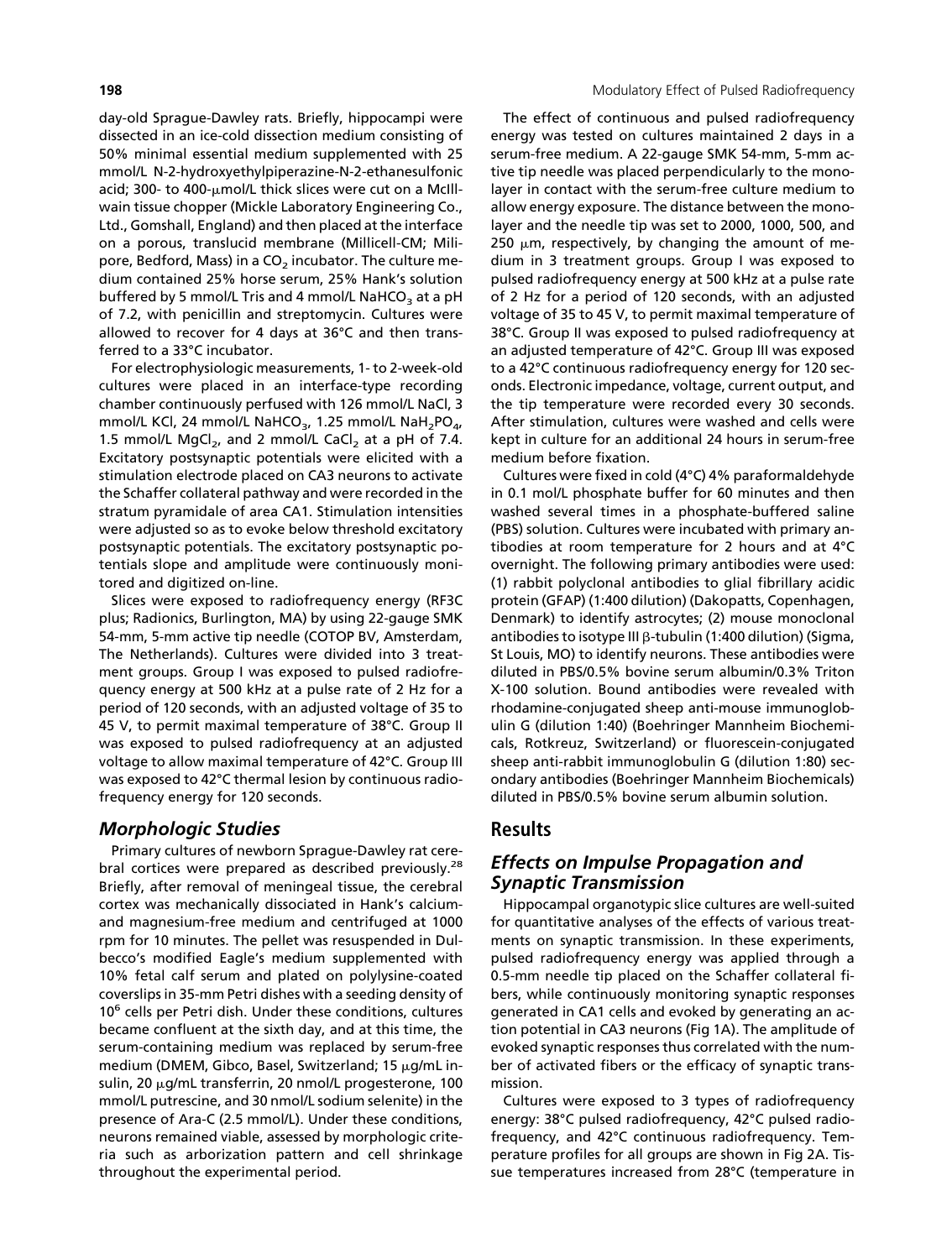day-old Sprague-Dawley rats. Briefly, hippocampi were dissected in an ice-cold dissection medium consisting of 50% minimal essential medium supplemented with 25 mmol/L N-2-hydroxyethylpiperazine-N-2-ethanesulfonic acid; 300- to 400-μmol/L thick slices were cut on a McIllwain tissue chopper (Mickle Laboratory Engineering Co., Ltd., Gomshall, England) and then placed at the interface on a porous, translucid membrane (Millicell-CM; Milipore, Bedford, Mass) in a $CO_2$ incubator. The culture medium contained 25% horse serum, 25% Hank's solution buffered by 5 mmol/L Tris and 4 mmol/L $NaHCO_3$ at a pH of 7.2, with penicillin and streptomycin. Cultures were allowed to recover for 4 days at 36°C and then transferred to a 33°C incubator.

For electrophysiologic measurements, 1- to 2-week-old cultures were placed in an interface-type recording chamber continuously perfused with 126 mmol/L NaCl, 3 mmol/L KCl, 24 mmol/L $NaHCO_3$, 1.25 mmol/L $NaH_2PO_4$, 1.5 mmol/L $MgCl_2$, and 2 mmol/L $CaCl_2$ at a pH of 7.4. Excitatory postsynaptic potentials were elicited with a stimulation electrode placed on CA3 neurons to activate the Schaffer collateral pathway and were recorded in the stratum pyramidale of area CA1. Stimulation intensities were adjusted so as to evoke below threshold excitatory postsynaptic potentials. The excitatory postsynaptic potentials slope and amplitude were continuously monitored and digitized on-line.

Slices were exposed to radiofrequency energy (RF3C plus; Radionics, Burlington, MA) by using 22-gauge SMK 54-mm, 5-mm active tip needle (COTOP BV, Amsterdam, The Netherlands). Cultures were divided into 3 treatment groups. Group I was exposed to pulsed radiofrequency energy at 500 kHz at a pulse rate of 2 Hz for a period of 120 seconds, with an adjusted voltage of 35 to 45 V, to permit maximal temperature of 38°C. Group II was exposed to pulsed radiofrequency at an adjusted voltage to allow maximal temperature of 42°C. Group III was exposed to 42°C thermal lesion by continuous radiofrequency energy for 120 seconds.

### Morphologic Studies

Primary cultures of newborn Sprague-Dawley rat cerebral cortices were prepared as described previously.[28] Briefly, after removal of meningeal tissue, the cerebral cortex was mechanically dissociated in Hank's calcium- and magnesium-free medium and centrifuged at 1000 rpm for 10 minutes. The pellet was resuspended in Dulbecco's modified Eagle's medium supplemented with 10% fetal calf serum and plated on polylysine-coated coverslips in 35-mm Petri dishes with a seeding density of $10^6$ cells per Petri dish. Under these conditions, cultures became confluent at the sixth day, and at this time, the serum-containing medium was replaced by serum-free medium (DMEM, Gibco, Basel, Switzerland; 15 μg/mL insulin, 20 μg/mL transferrin, 20 nmol/L progesterone, 100 mmol/L putrescine, and 30 nmol/L sodium selenite) in the presence of Ara-C (2.5 mmol/L). Under these conditions, neurons remained viable, assessed by morphologic criteria such as arborization pattern and cell shrinkage throughout the experimental period.

The effect of continuous and pulsed radiofrequency energy was tested on cultures maintained 2 days in a serum-free medium. A 22-gauge SMK 54-mm, 5-mm active tip needle was placed perpendicularly to the monolayer in contact with the serum-free culture medium to allow energy exposure. The distance between the monolayer and the needle tip was set to 2000, 1000, 500, and 250 μm, respectively, by changing the amount of medium in 3 treatment groups. Group I was exposed to pulsed radiofrequency energy at 500 kHz at a pulse rate of 2 Hz for a period of 120 seconds, with an adjusted voltage of 35 to 45 V, to permit maximal temperature of 38°C. Group II was exposed to pulsed radiofrequency at an adjusted temperature of 42°C. Group III was exposed to a 42°C continuous radiofrequency energy for 120 seconds. Electronic impedance, voltage, current output, and the tip temperature were recorded every 30 seconds. After stimulation, cultures were washed and cells were kept in culture for an additional 24 hours in serum-free medium before fixation.

Cultures were fixed in cold (4°C) 4% paraformaldehyde in 0.1 mol/L phosphate buffer for 60 minutes and then washed several times in a phosphate-buffered saline (PBS) solution. Cultures were incubated with primary antibodies at room temperature for 2 hours and at 4°C overnight. The following primary antibodies were used: (1) rabbit polyclonal antibodies to glial fibrillary acidic protein (GFAP) (1:400 dilution) (Dakopatts, Copenhagen, Denmark) to identify astrocytes; (2) mouse monoclonal antibodies to isotype III β-tubulin (1:400 dilution) (Sigma, St Louis, MO) to identify neurons. These antibodies were diluted in PBS/0.5% bovine serum albumin/0.3% Triton X-100 solution. Bound antibodies were revealed with rhodamine-conjugated sheep anti-mouse immunoglobulin G (dilution 1:40) (Boehringer Mannheim Biochemicals, Rotkreuz, Switzerland) or fluorescein-conjugated sheep anti-rabbit immunoglobulin G (dilution 1:80) secondary antibodies (Boehringer Mannheim Biochemicals) diluted in PBS/0.5% bovine serum albumin solution.

## Results

### Effects on Impulse Propagation and Synaptic Transmission

Hippocampal organotypic slice cultures are well-suited for quantitative analyses of the effects of various treatments on synaptic transmission. In these experiments, pulsed radiofrequency energy was applied through a 0.5-mm needle tip placed on the Schaffer collateral fibers, while continuously monitoring synaptic responses generated in CA1 cells and evoked by generating an action potential in CA3 neurons (Fig 1A). The amplitude of evoked synaptic responses thus correlated with the number of activated fibers or the efficacy of synaptic transmission.

Cultures were exposed to 3 types of radiofrequency energy: 38°C pulsed radiofrequency, 42°C pulsed radiofrequency, and 42°C continuous radiofrequency. Temperature profiles for all groups are shown in Fig 2A. Tissue temperatures increased from 28°C (temperature in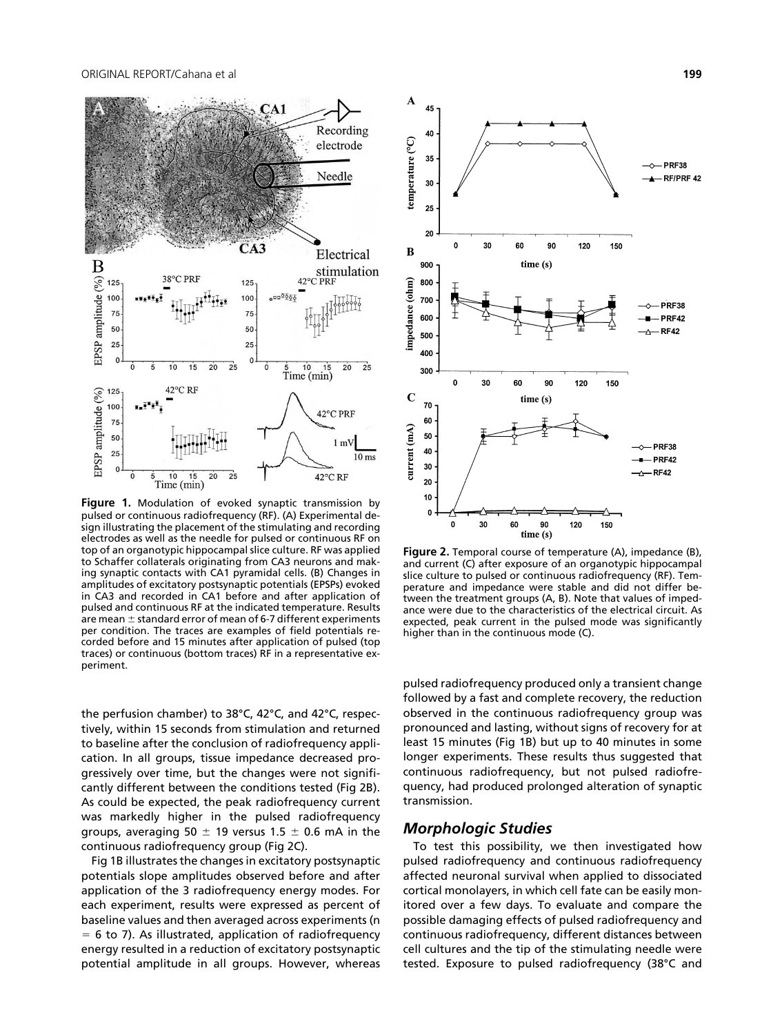**Figure 1.** Modulation of evoked synaptic transmission by pulsed or continuous radiofrequency (RF). (A) Experimental design illustrating the placement of the stimulating and recording electrodes as well as the needle for pulsed or continuous RF on top of an organotypic hippocampal slice culture. RF was applied to Schaffer collaterals originating from CA3 neurons and making synaptic contacts with CA1 pyramidal cells. (B) Changes in amplitudes of excitatory postsynaptic potentials (EPSPs) evoked in CA3 and recorded in CA1 before and after application of pulsed and continuous RF at the indicated temperature. Results are mean ± standard error of mean of 6-7 different experiments per condition. The traces are examples of field potentials recorded before and 15 minutes after application of pulsed (top traces) or continuous (bottom traces) RF in a representative experiment.

**Figure 2.** Temporal course of temperature (A), impedance (B), and current (C) after exposure of an organotypic hippocampal slice culture to pulsed or continuous radiofrequency (RF). Temperature and impedance were stable and did not differ between the treatment groups (A, B). Note that values of impedance were due to the characteristics of the electrical circuit. As expected, peak current in the pulsed mode was significantly higher than in the continuous mode (C).

the perfusion chamber) to 38°C, 42°C, and 42°C, respectively, within 15 seconds from stimulation and returned to baseline after the conclusion of radiofrequency application. In all groups, tissue impedance decreased progressively over time, but the changes were not significantly different between the conditions tested (Fig 2B). As could be expected, the peak radiofrequency current was markedly higher in the pulsed radiofrequency groups, averaging 50 ± 19 versus 1.5 ± 0.6 mA in the continuous radiofrequency group (Fig 2C).

Fig 1B illustrates the changes in excitatory postsynaptic potentials slope amplitudes observed before and after application of the 3 radiofrequency energy modes. For each experiment, results were expressed as percent of baseline values and then averaged across experiments (n = 6 to 7). As illustrated, application of radiofrequency energy resulted in a reduction of excitatory postsynaptic potential amplitude in all groups. However, whereas pulsed radiofrequency produced only a transient change followed by a fast and complete recovery, the reduction observed in the continuous radiofrequency group was pronounced and lasting, without signs of recovery for at least 15 minutes (Fig 1B) but up to 40 minutes in some longer experiments. These results thus suggested that continuous radiofrequency, but not pulsed radiofrequency, had produced prolonged alteration of synaptic transmission.

### Morphologic Studies

To test this possibility, we then investigated how pulsed radiofrequency and continuous radiofrequency affected neuronal survival when applied to dissociated cortical monolayers, in which cell fate can be easily monitored over a few days. To evaluate and compare the possible damaging effects of pulsed radiofrequency and continuous radiofrequency, different distances between cell cultures and the tip of the stimulating needle were tested. Exposure to pulsed radiofrequency (38°C and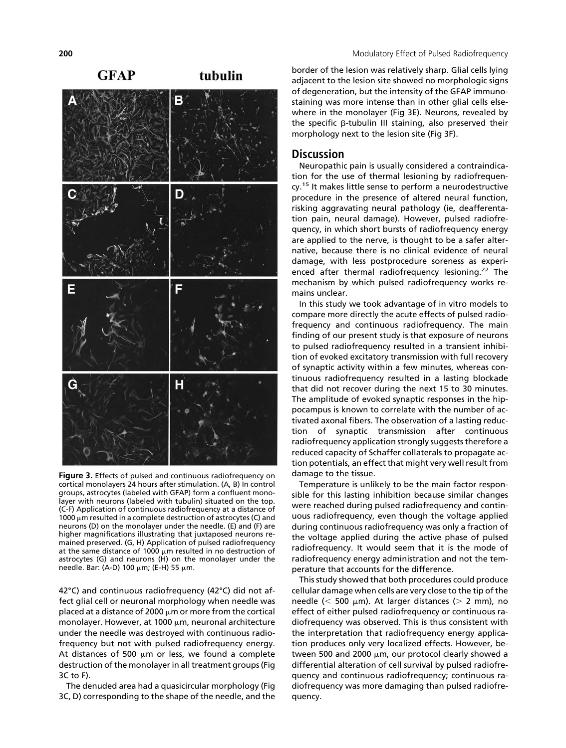GFAP

tubulin

A B C D E F G H

**Figure 3.** Effects of pulsed and continuous radiofrequency on cortical monolayers 24 hours after stimulation. (A, B) In control groups, astrocytes (labeled with GFAP) form a confluent monolayer with neurons (labeled with tubulin) situated on the top. (C-F) Application of continuous radiofrequency at a distance of 1000 μm resulted in a complete destruction of astrocytes (C) and neurons (D) on the monolayer under the needle. (E) and (F) are higher magnifications illustrating that juxtaposed neurons remained preserved. (G, H) Application of pulsed radiofrequency at the same distance of 1000 μm resulted in no destruction of astrocytes (G) and neurons (H) on the monolayer under the needle. Bar: (A-D) 100 μm; (E-H) 55 μm.

42°C) and continuous radiofrequency (42°C) did not affect glial cell or neuronal morphology when needle was placed at a distance of 2000 μm or more from the cortical monolayer. However, at 1000 μm, neuronal architecture under the needle was destroyed with continuous radiofrequency but not with pulsed radiofrequency energy. At distances of 500 μm or less, we found a complete destruction of the monolayer in all treatment groups (Fig 3C to F).

The denuded area had a quasicircular morphology (Fig 3C, D) corresponding to the shape of the needle, and the border of the lesion was relatively sharp. Glial cells lying adjacent to the lesion site showed no morphologic signs of degeneration, but the intensity of the GFAP immunostaining was more intense than in other glial cells elsewhere in the monolayer (Fig 3E). Neurons, revealed by the specific β-tubulin III staining, also preserved their morphology next to the lesion site (Fig 3F).

## Discussion

Neuropathic pain is usually considered a contraindication for the use of thermal lesioning by radiofrequency.[15] It makes little sense to perform a neurodestructive procedure in the presence of altered neural function, risking aggravating neural pathology (ie, deafferentation pain, neural damage). However, pulsed radiofrequency, in which short bursts of radiofrequency energy are applied to the nerve, is thought to be a safer alternative, because there is no clinical evidence of neural damage, with less postprocedure soreness as experienced after thermal radiofrequency lesioning.[22] The mechanism by which pulsed radiofrequency works remains unclear.

In this study we took advantage of in vitro models to compare more directly the acute effects of pulsed radiofrequency and continuous radiofrequency. The main finding of our present study is that exposure of neurons to pulsed radiofrequency resulted in a transient inhibition of evoked excitatory transmission with full recovery of synaptic activity within a few minutes, whereas continuous radiofrequency resulted in a lasting blockade that did not recover during the next 15 to 30 minutes. The amplitude of evoked synaptic responses in the hippocampus is known to correlate with the number of activated axonal fibers. The observation of a lasting reduction of synaptic transmission after continuous radiofrequency application strongly suggests therefore a reduced capacity of Schaffer collaterals to propagate action potentials, an effect that might very well result from damage to the tissue.

Temperature is unlikely to be the main factor responsible for this lasting inhibition because similar changes were reached during pulsed radiofrequency and continuous radiofrequency, even though the voltage applied during continuous radiofrequency was only a fraction of the voltage applied during the active phase of pulsed radiofrequency. It would seem that it is the mode of radiofrequency energy administration and not the temperature that accounts for the difference.

This study showed that both procedures could produce cellular damage when cells are very close to the tip of the needle (< 500 μm). At larger distances (> 2 mm), no effect of either pulsed radiofrequency or continuous radiofrequency was observed. This is thus consistent with the interpretation that radiofrequency energy application produces only very localized effects. However, between 500 and 2000 μm, our protocol clearly showed a differential alteration of cell survival by pulsed radiofrequency and continuous radiofrequency; continuous radiofrequency was more damaging than pulsed radiofrequency.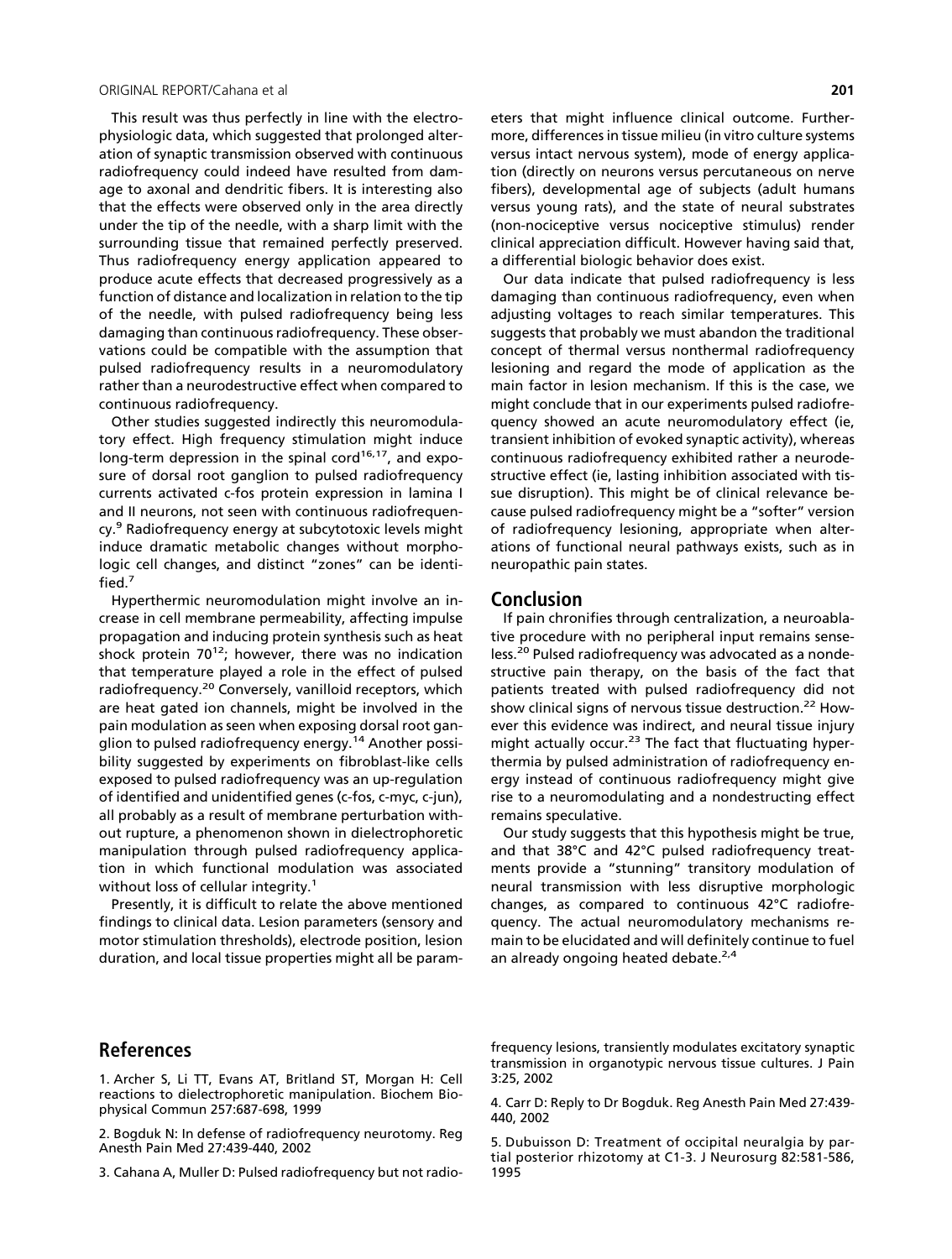This result was thus perfectly in line with the electrophysiologic data, which suggested that prolonged alteration of synaptic transmission observed with continuous radiofrequency could indeed have resulted from damage to axonal and dendritic fibers. It is interesting also that the effects were observed only in the area directly under the tip of the needle, with a sharp limit with the surrounding tissue that remained perfectly preserved. Thus radiofrequency energy application appeared to produce acute effects that decreased progressively as a function of distance and localization in relation to the tip of the needle, with pulsed radiofrequency being less damaging than continuous radiofrequency. These observations could be compatible with the assumption that pulsed radiofrequency results in a neuromodulatory rather than a neurodestructive effect when compared to continuous radiofrequency.

Other studies suggested indirectly this neuromodulatory effect. High frequency stimulation might induce long-term depression in the spinal cord[16,17], and exposure of dorsal root ganglion to pulsed radiofrequency currents activated c-fos protein expression in lamina I and II neurons, not seen with continuous radiofrequency.[9] Radiofrequency energy at subcytotoxic levels might induce dramatic metabolic changes without morphologic cell changes, and distinct "zones" can be identified.[7]

Hyperthermic neuromodulation might involve an increase in cell membrane permeability, affecting impulse propagation and inducing protein synthesis such as heat shock protein 70[12]; however, there was no indication that temperature played a role in the effect of pulsed radiofrequency.[20] Conversely, vanilloid receptors, which are heat gated ion channels, might be involved in the pain modulation as seen when exposing dorsal root ganglion to pulsed radiofrequency energy.[14] Another possibility suggested by experiments on fibroblast-like cells exposed to pulsed radiofrequency was an up-regulation of identified and unidentified genes (c-fos, c-myc, c-jun), all probably as a result of membrane perturbation without rupture, a phenomenon shown in dielectrophoretic manipulation through pulsed radiofrequency application in which functional modulation was associated without loss of cellular integrity.[1]

Presently, it is difficult to relate the above mentioned findings to clinical data. Lesion parameters (sensory and motor stimulation thresholds), electrode position, lesion duration, and local tissue properties might all be parameters that might influence clinical outcome. Furthermore, differences in tissue milieu (in vitro culture systems versus intact nervous system), mode of energy application (directly on neurons versus percutaneous on nerve fibers), developmental age of subjects (adult humans versus young rats), and the state of neural substrates (non-nociceptive versus nociceptive stimulus) render clinical appreciation difficult. However having said that, a differential biologic behavior does exist.

Our data indicate that pulsed radiofrequency is less damaging than continuous radiofrequency, even when adjusting voltages to reach similar temperatures. This suggests that probably we must abandon the traditional concept of thermal versus nonthermal radiofrequency lesioning and regard the mode of application as the main factor in lesion mechanism. If this is the case, we might conclude that in our experiments pulsed radiofrequency showed an acute neuromodulatory effect (ie, transient inhibition of evoked synaptic activity), whereas continuous radiofrequency exhibited rather a neurodestructive effect (ie, lasting inhibition associated with tissue disruption). This might be of clinical relevance because pulsed radiofrequency might be a "softer" version of radiofrequency lesioning, appropriate when alterations of functional neural pathways exists, such as in neuropathic pain states.

## Conclusion

If pain chronifies through centralization, a neuroablative procedure with no peripheral input remains senseless.[20] Pulsed radiofrequency was advocated as a nondestructive pain therapy, on the basis of the fact that patients treated with pulsed radiofrequency did not show clinical signs of nervous tissue destruction.[22] However this evidence was indirect, and neural tissue injury might actually occur.[23] The fact that fluctuating hyperthermia by pulsed administration of radiofrequency energy instead of continuous radiofrequency might give rise to a neuromodulating and a nondestructing effect remains speculative.

Our study suggests that this hypothesis might be true, and that 38°C and 42°C pulsed radiofrequency treatments provide a "stunning" transitory modulation of neural transmission with less disruptive morphologic changes, as compared to continuous 42°C radiofrequency. The actual neuromodulatory mechanisms remain to be elucidated and will definitely continue to fuel an already ongoing heated debate.[2,4]

## References

1. Archer S, Li TT, Evans AT, Britland ST, Morgan H: Cell reactions to dielectrophoretic manipulation. Biochem Biophysical Commun 257:687-698, 1999

2. Bogduk N: In defense of radiofrequency neurotomy. Reg Anesth Pain Med 27:439-440, 2002

3. Cahana A, Muller D: Pulsed radiofrequency but not radiofrequency lesions, transiently modulates excitatory synaptic transmission in organotypic nervous tissue cultures. J Pain 3:25, 2002

4. Carr D: Reply to Dr Bogduk. Reg Anesth Pain Med 27:439-440, 2002

5. Dubuisson D: Treatment of occipital neuralgia by partial posterior rhizotomy at C1-3. J Neurosurg 82:581-586, 1995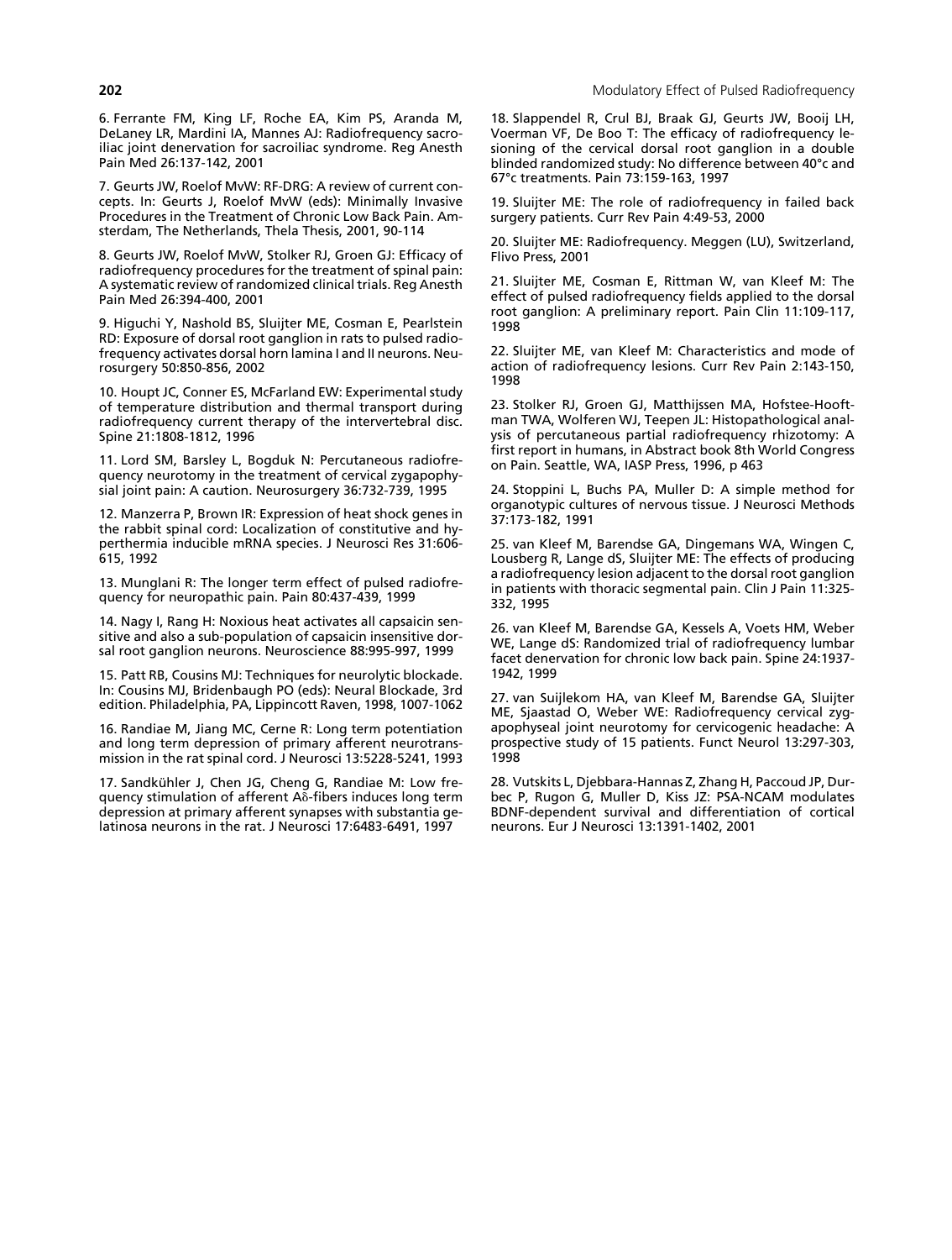6. Ferrante FM, King LF, Roche EA, Kim PS, Aranda M, DeLaney LR, Mardini IA, Mannes AJ: Radiofrequency sacroiliac joint denervation for sacroiliac syndrome. Reg Anesth Pain Med 26:137-142, 2001

7. Geurts JW, Roelof MvW: RF-DRG: A review of current concepts. In: Geurts J, Roelof MvW (eds): Minimally Invasive Procedures in the Treatment of Chronic Low Back Pain. Amsterdam, The Netherlands, Thela Thesis, 2001, 90-114

8. Geurts JW, Roelof MvW, Stolker RJ, Groen GJ: Efficacy of radiofrequency procedures for the treatment of spinal pain: A systematic review of randomized clinical trials. Reg Anesth Pain Med 26:394-400, 2001

9. Higuchi Y, Nashold BS, Sluijter ME, Cosman E, Pearlstein RD: Exposure of dorsal root ganglion in rats to pulsed radiofrequency activates dorsal horn lamina I and II neurons. Neurosurgery 50:850-856, 2002

10. Houpt JC, Conner ES, McFarland EW: Experimental study of temperature distribution and thermal transport during radiofrequency current therapy of the intervertebral disc. Spine 21:1808-1812, 1996

11. Lord SM, Barsley L, Bogduk N: Percutaneous radiofrequency neurotomy in the treatment of cervical zygapophysial joint pain: A caution. Neurosurgery 36:732-739, 1995

12. Manzerra P, Brown IR: Expression of heat shock genes in the rabbit spinal cord: Localization of constitutive and hyperthermia inducible mRNA species. J Neurosci Res 31:606-615, 1992

13. Munglani R: The longer term effect of pulsed radiofrequency for neuropathic pain. Pain 80:437-439, 1999

14. Nagy I, Rang H: Noxious heat activates all capsaicin sensitive and also a sub-population of capsaicin insensitive dorsal root ganglion neurons. Neuroscience 88:995-997, 1999

15. Patt RB, Cousins MJ: Techniques for neurolytic blockade. In: Cousins MJ, Bridenbaugh PO (eds): Neural Blockade, 3rd edition. Philadelphia, PA, Lippincott Raven, 1998, 1007-1062

16. Randiae M, Jiang MC, Cerne R: Long term potentiation and long term depression of primary afferent neurotransmission in the rat spinal cord. J Neurosci 13:5228-5241, 1993

17. Sandkühler J, Chen JG, Cheng G, Randiae M: Low frequency stimulation of afferent Aδ-fibers induces long term depression at primary afferent synapses with substantia gelatinosa neurons in the rat. J Neurosci 17:6483-6491, 1997

18. Slappendel R, Crul BJ, Braak GJ, Geurts JW, Booij LH, Voerman VF, De Boo T: The efficacy of radiofrequency lesioning of the cervical dorsal root ganglion in a double blinded randomized study: No difference between 40°c and 67°c treatments. Pain 73:159-163, 1997

19. Sluijter ME: The role of radiofrequency in failed back surgery patients. Curr Rev Pain 4:49-53, 2000

20. Sluijter ME: Radiofrequency. Meggen (LU), Switzerland, Flivo Press, 2001

21. Sluijter ME, Cosman E, Rittman W, van Kleef M: The effect of pulsed radiofrequency fields applied to the dorsal root ganglion: A preliminary report. Pain Clin 11:109-117, 1998

22. Sluijter ME, van Kleef M: Characteristics and mode of action of radiofrequency lesions. Curr Rev Pain 2:143-150, 1998

23. Stolker RJ, Groen GJ, Matthijssen MA, Hofstee-Hooftman TWA, Wolferen WJ, Teepen JL: Histopathological analysis of percutaneous partial radiofrequency rhizotomy: A first report in humans, in Abstract book 8th World Congress on Pain. Seattle, WA, IASP Press, 1996, p 463

24. Stoppini L, Buchs PA, Muller D: A simple method for organotypic cultures of nervous tissue. J Neurosci Methods 37:173-182, 1991

25. van Kleef M, Barendse GA, Dingemans WA, Wingen C, Lousberg R, Lange dS, Sluijter ME: The effects of producing a radiofrequency lesion adjacent to the dorsal root ganglion in patients with thoracic segmental pain. Clin J Pain 11:325-332, 1995

26. van Kleef M, Barendse GA, Kessels A, Voets HM, Weber WE, Lange dS: Randomized trial of radiofrequency lumbar facet denervation for chronic low back pain. Spine 24:1937-1942, 1999

27. van Suijlekom HA, van Kleef M, Barendse GA, Sluijter ME, Sjaastad O, Weber WE: Radiofrequency cervical zygapophyseal joint neurotomy for cervicogenic headache: A prospective study of 15 patients. Funct Neurol 13:297-303, 1998

28. Vutskits L, Djebbara-Hannas Z, Zhang H, Paccoud JP, Durbec P, Rugon G, Muller D, Kiss JZ: PSA-NCAM modulates BDNF-dependent survival and differentiation of cortical neurons. Eur J Neurosci 13:1391-1402, 2001